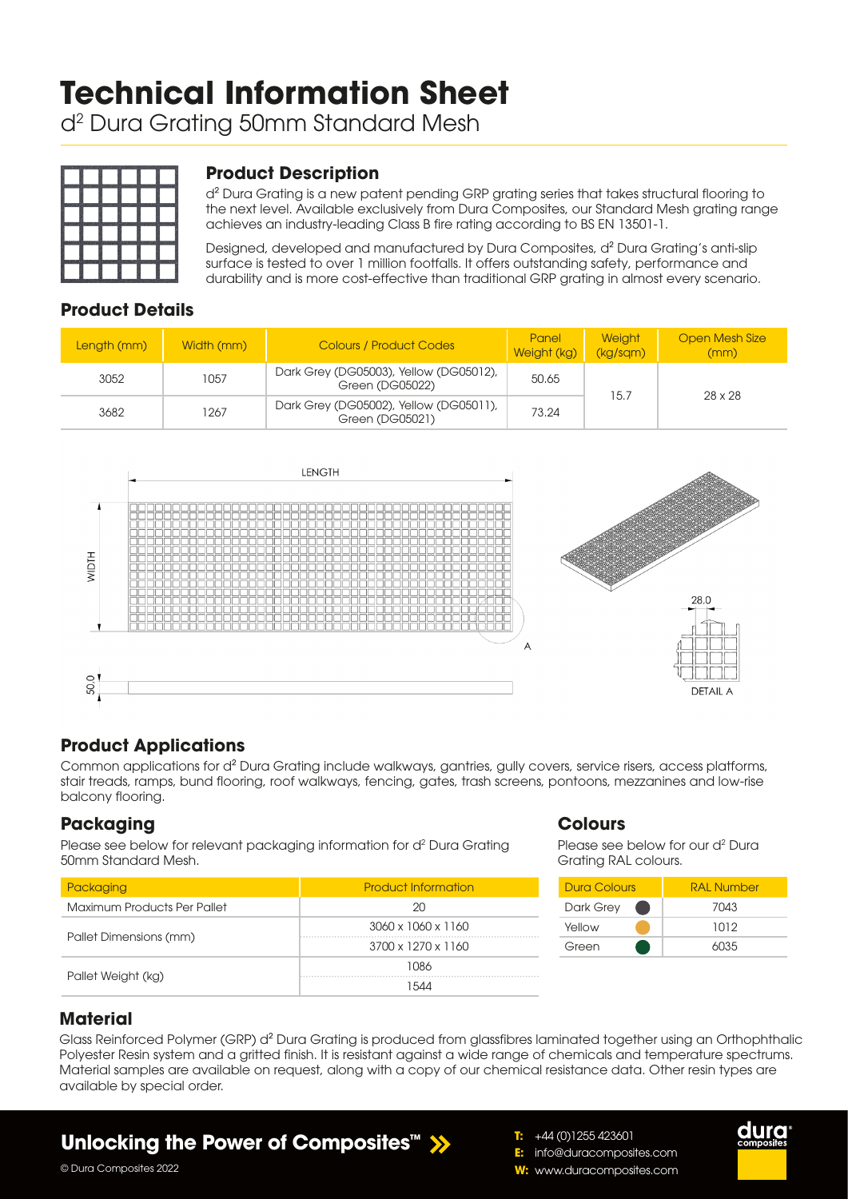# Technical Information Sheet

d² Dura Grating 50mm Standard Mesh

## Product Description

d² Dura Grating is a new patent pending GRP grating series that takes structural flooring to the next level. Available exclusively from Dura Composites, our Standard Mesh grating range achieves an industry-leading Class B fire rating according to BS EN 13501-1.

Designed, developed and manufactured by Dura Composites, d² Dura Grating's anti-slip surface is tested to over 1 million footfalls. It offers outstanding safety, performance and durability and is more cost-effective than traditional GRP grating in almost every scenario.

## Product Details

| Length (mm) | Width (mm) | Colours / Product Codes | Panel Weight (kg) | Weight (kg/sqm) | Open Mesh Size (mm) |
|---|---|---|---|---|---|
| 3052 | 1057 | Dark Grey (DG05003), Yellow (DG05012), Green (DG05022) | 50.65 | 15.7 | 28 x 28 |
| 3682 | 1267 | Dark Grey (DG05002), Yellow (DG05011), Green (DG05021) | 73.24 | | |

LENGTH

WIDTH

50.0

A

28.0

DETAIL A

## Product Applications

Common applications for d² Dura Grating include walkways, gantries, gully covers, service risers, access platforms, stair treads, ramps, bund flooring, roof walkways, fencing, gates, trash screens, pontoons, mezzanines and low-rise balcony flooring.

## Packaging

Please see below for relevant packaging information for d² Dura Grating 50mm Standard Mesh.

| Packaging | Product Information |
|---|---|
| Maximum Products Per Pallet | 20 |
| Pallet Dimensions (mm) | 3060 x 1060 x 1160 |
| | 3700 x 1270 x 1160 |
| Pallet Weight (kg) | 1086 |
| | 1544 |

## Colours

Please see below for our d² Dura Grating RAL colours.

| Dura Colours | RAL Number |
|---|---|
| Dark Grey | 7043 |
| Yellow | 1012 |
| Green | 6035 |

## Material

Glass Reinforced Polymer (GRP) d² Dura Grating is produced from glassfibres laminated together using an Orthophthalic Polyester Resin system and a gritted finish. It is resistant against a wide range of chemicals and temperature spectrums. Material samples are available on request, along with a copy of our chemical resistance data. Other resin types are available by special order.

**Unlocking the Power of Composites™**

T: +44 (0)1255 423601
E: info@duracomposites.com
W: www.duracomposites.com

© Dura Composites 2022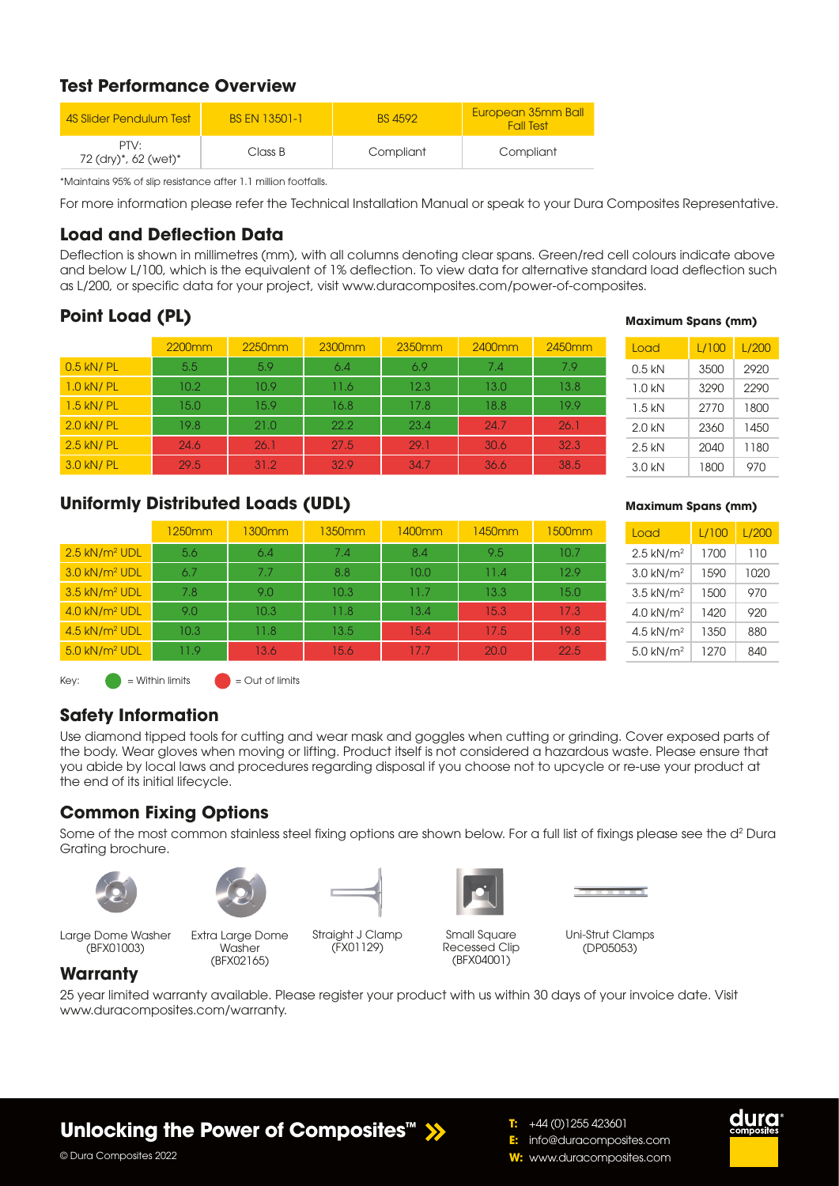## Test Performance Overview

| 4S Slider Pendulum Test | BS EN 13501-1 | BS 4592 | European 35mm Ball Fall Test |
|---|---|---|---|
| PTV: 72 (dry)*, 62 (wet)* | Class B | Compliant | Compliant |

*Maintains 95% of slip resistance after 1.1 million footfalls.

For more information please refer the Technical Installation Manual or speak to your Dura Composites Representative.

## Load and Deflection Data

Deflection is shown in millimetres (mm), with all columns denoting clear spans. Green/red cell colours indicate above and below L/100, which is the equivalent of 1% deflection. To view data for alternative standard load deflection such as L/200, or specific data for your project, visit www.duracomposites.com/power-of-composites.

## Point Load (PL)

| | 2200mm | 2250mm | 2300mm | 2350mm | 2400mm | 2450mm |
|---|---|---|---|---|---|---|
| 0.5 kN/ PL | 5.5 | 5.9 | 6.4 | 6.9 | 7.4 | 7.9 |
| 1.0 kN/ PL | 10.2 | 10.9 | 11.6 | 12.3 | 13.0 | 13.8 |
| 1.5 kN/ PL | 15.0 | 15.9 | 16.8 | 17.8 | 18.8 | 19.9 |
| 2.0 kN/ PL | 19.8 | 21.0 | 22.2 | 23.4 | 24.7 | 26.1 |
| 2.5 kN/ PL | 24.6 | 26.1 | 27.5 | 29.1 | 30.6 | 32.3 |
| 3.0 kN/ PL | 29.5 | 31.2 | 32.9 | 34.7 | 36.6 | 38.5 |

**Maximum Spans (mm)**

| Load | L/100 | L/200 |
|---|---|---|
| 0.5 kN | 3500 | 2920 |
| 1.0 kN | 3290 | 2290 |
| 1.5 kN | 2770 | 1800 |
| 2.0 kN | 2360 | 1450 |
| 2.5 kN | 2040 | 1180 |
| 3.0 kN | 1800 | 970 |

## Uniformly Distributed Loads (UDL)

| | 1250mm | 1300mm | 1350mm | 1400mm | 1450mm | 1500mm |
|---|---|---|---|---|---|---|
| 2.5 kN/m² UDL | 5.6 | 6.4 | 7.4 | 8.4 | 9.5 | 10.7 |
| 3.0 kN/m² UDL | 6.7 | 7.7 | 8.8 | 10.0 | 11.4 | 12.9 |
| 3.5 kN/m² UDL | 7.8 | 9.0 | 10.3 | 11.7 | 13.3 | 15.0 |
| 4.0 kN/m² UDL | 9.0 | 10.3 | 11.8 | 13.4 | 15.3 | 17.3 |
| 4.5 kN/m² UDL | 10.3 | 11.8 | 13.5 | 15.4 | 17.5 | 19.8 |
| 5.0 kN/m² UDL | 11.9 | 13.6 | 15.6 | 17.7 | 20.0 | 22.5 |

**Maximum Spans (mm)**

| Load | L/100 | L/200 |
|---|---|---|
| 2.5 kN/m² | 1700 | 110 |
| 3.0 kN/m² | 1590 | 1020 |
| 3.5 kN/m² | 1500 | 970 |
| 4.0 kN/m² | 1420 | 920 |
| 4.5 kN/m² | 1350 | 880 |
| 5.0 kN/m² | 1270 | 840 |

Key: = Within limits = Out of limits

## Safety Information

Use diamond tipped tools for cutting and wear mask and goggles when cutting or grinding. Cover exposed parts of the body. Wear gloves when moving or lifting. Product itself is not considered a hazardous waste. Please ensure that you abide by local laws and procedures regarding disposal if you choose not to upcycle or re-use your product at the end of its initial lifecycle.

## Common Fixing Options

Some of the most common stainless steel fixing options are shown below. For a full list of fixings please see the d² Dura Grating brochure.

Large Dome Washer (BFX01003)

Extra Large Dome Washer (BFX02165)

Straight J Clamp (FX01129)

Small Square Recessed Clip (BFX04001)

Uni-Strut Clamps (DP05053)

## Warranty

25 year limited warranty available. Please register your product with us within 30 days of your invoice date. Visit www.duracomposites.com/warranty.

**Unlocking the Power of Composites™**

© Dura Composites 2022

T: +44 (0)1255 423601
E: info@duracomposites.com
W: www.duracomposites.com